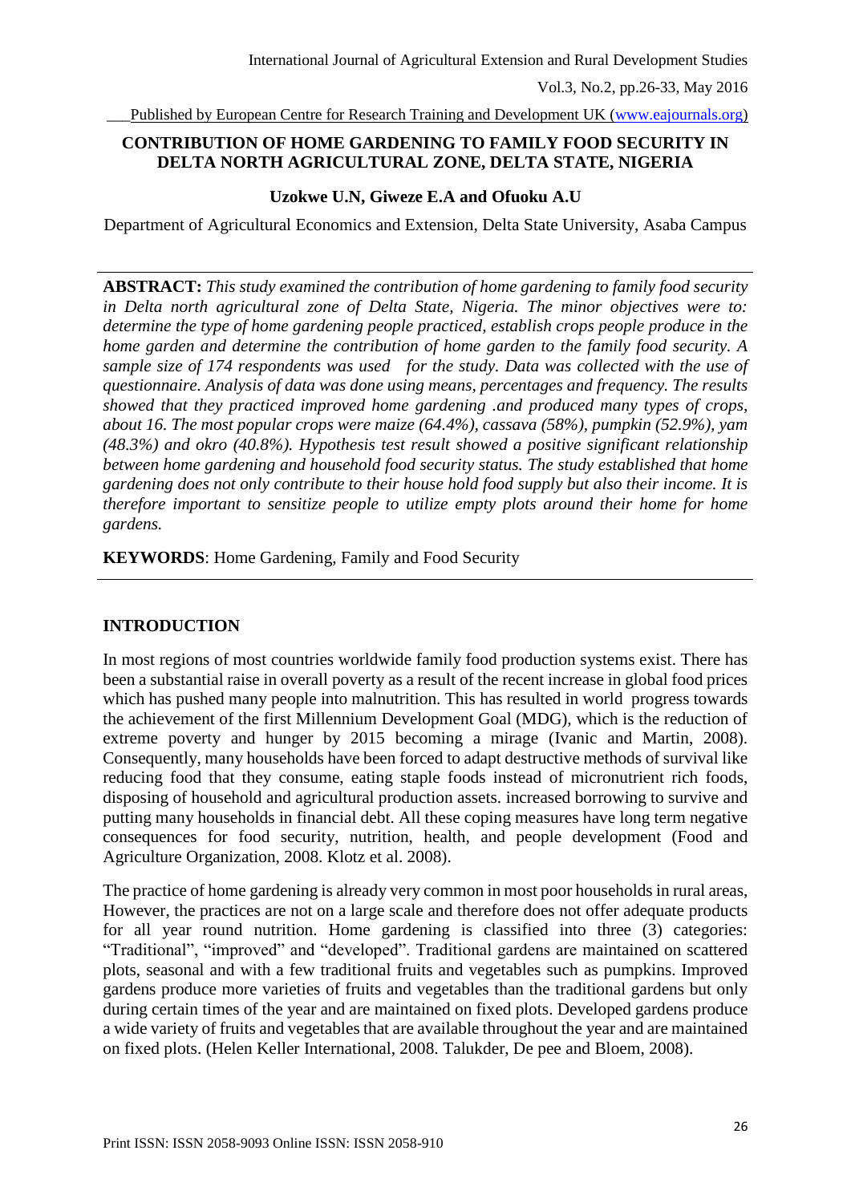# CONTRIBUTION OF HOME GARDENING TO FAMILY FOOD SECURITY IN DELTA NORTH AGRICULTURAL ZONE, DELTA STATE, NIGERIA

**Uzokwe U.N, Giweze E.A and Ofuoku A.U**

Department of Agricultural Economics and Extension, Delta State University, Asaba Campus

---

**ABSTRACT:** *This study examined the contribution of home gardening to family food security in Delta north agricultural zone of Delta State, Nigeria. The minor objectives were to: determine the type of home gardening people practiced, establish crops people produce in the home garden and determine the contribution of home garden to the family food security. A sample size of 174 respondents was used for the study. Data was collected with the use of questionnaire. Analysis of data was done using means, percentages and frequency. The results showed that they practiced improved home gardening .and produced many types of crops, about 16. The most popular crops were maize (64.4%), cassava (58%), pumpkin (52.9%), yam (48.3%) and okro (40.8%). Hypothesis test result showed a positive significant relationship between home gardening and household food security status. The study established that home gardening does not only contribute to their house hold food supply but also their income. It is therefore important to sensitize people to utilize empty plots around their home for home gardens.*

**KEYWORDS**: Home Gardening, Family and Food Security

---

## INTRODUCTION

In most regions of most countries worldwide family food production systems exist. There has been a substantial raise in overall poverty as a result of the recent increase in global food prices which has pushed many people into malnutrition. This has resulted in world progress towards the achievement of the first Millennium Development Goal (MDG), which is the reduction of extreme poverty and hunger by 2015 becoming a mirage (Ivanic and Martin, 2008). Consequently, many households have been forced to adapt destructive methods of survival like reducing food that they consume, eating staple foods instead of micronutrient rich foods, disposing of household and agricultural production assets. increased borrowing to survive and putting many households in financial debt. All these coping measures have long term negative consequences for food security, nutrition, health, and people development (Food and Agriculture Organization, 2008. Klotz et al. 2008).

The practice of home gardening is already very common in most poor households in rural areas, However, the practices are not on a large scale and therefore does not offer adequate products for all year round nutrition. Home gardening is classified into three (3) categories: "Traditional", "improved" and "developed". Traditional gardens are maintained on scattered plots, seasonal and with a few traditional fruits and vegetables such as pumpkins. Improved gardens produce more varieties of fruits and vegetables than the traditional gardens but only during certain times of the year and are maintained on fixed plots. Developed gardens produce a wide variety of fruits and vegetables that are available throughout the year and are maintained on fixed plots. (Helen Keller International, 2008. Talukder, De pee and Bloem, 2008).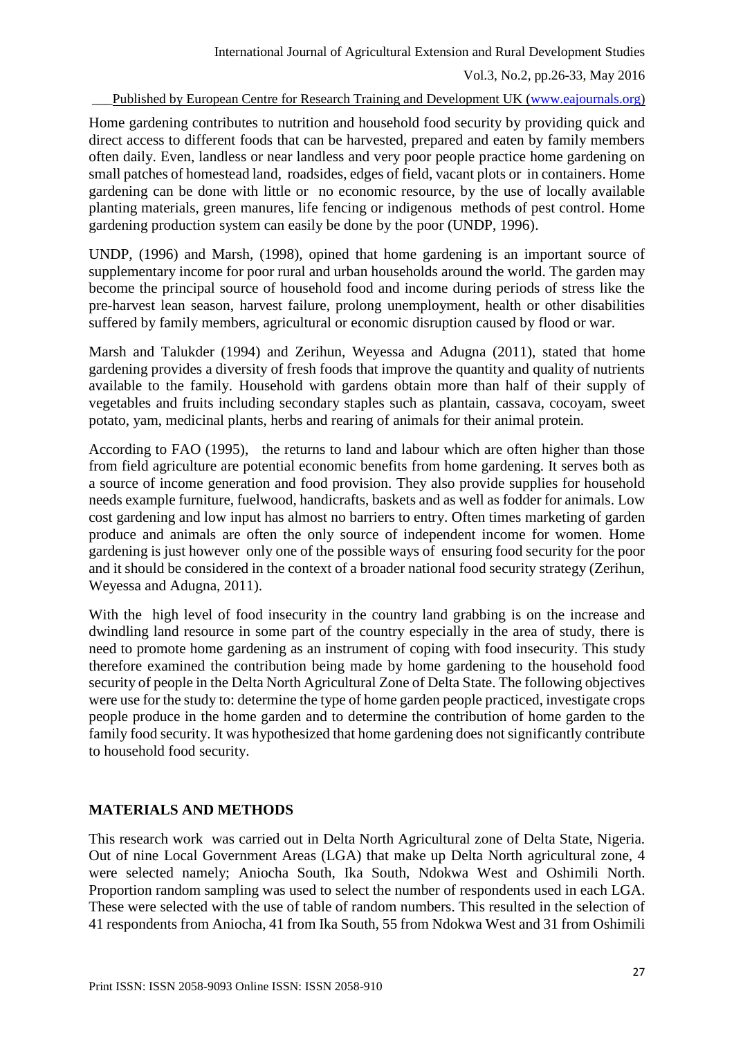Home gardening contributes to nutrition and household food security by providing quick and direct access to different foods that can be harvested, prepared and eaten by family members often daily. Even, landless or near landless and very poor people practice home gardening on small patches of homestead land, roadsides, edges of field, vacant plots or in containers. Home gardening can be done with little or no economic resource, by the use of locally available planting materials, green manures, life fencing or indigenous methods of pest control. Home gardening production system can easily be done by the poor (UNDP, 1996).

UNDP, (1996) and Marsh, (1998), opined that home gardening is an important source of supplementary income for poor rural and urban households around the world. The garden may become the principal source of household food and income during periods of stress like the pre-harvest lean season, harvest failure, prolong unemployment, health or other disabilities suffered by family members, agricultural or economic disruption caused by flood or war.

Marsh and Talukder (1994) and Zerihun, Weyessa and Adugna (2011), stated that home gardening provides a diversity of fresh foods that improve the quantity and quality of nutrients available to the family. Household with gardens obtain more than half of their supply of vegetables and fruits including secondary staples such as plantain, cassava, cocoyam, sweet potato, yam, medicinal plants, herbs and rearing of animals for their animal protein.

According to FAO (1995), the returns to land and labour which are often higher than those from field agriculture are potential economic benefits from home gardening. It serves both as a source of income generation and food provision. They also provide supplies for household needs example furniture, fuelwood, handicrafts, baskets and as well as fodder for animals. Low cost gardening and low input has almost no barriers to entry. Often times marketing of garden produce and animals are often the only source of independent income for women. Home gardening is just however only one of the possible ways of ensuring food security for the poor and it should be considered in the context of a broader national food security strategy (Zerihun, Weyessa and Adugna, 2011).

With the high level of food insecurity in the country land grabbing is on the increase and dwindling land resource in some part of the country especially in the area of study, there is need to promote home gardening as an instrument of coping with food insecurity. This study therefore examined the contribution being made by home gardening to the household food security of people in the Delta North Agricultural Zone of Delta State. The following objectives were use for the study to: determine the type of home garden people practiced, investigate crops people produce in the home garden and to determine the contribution of home garden to the family food security. It was hypothesized that home gardening does not significantly contribute to household food security.

## MATERIALS AND METHODS

This research work was carried out in Delta North Agricultural zone of Delta State, Nigeria. Out of nine Local Government Areas (LGA) that make up Delta North agricultural zone, 4 were selected namely; Aniocha South, Ika South, Ndokwa West and Oshimili North. Proportion random sampling was used to select the number of respondents used in each LGA. These were selected with the use of table of random numbers. This resulted in the selection of 41 respondents from Aniocha, 41 from Ika South, 55 from Ndokwa West and 31 from Oshimili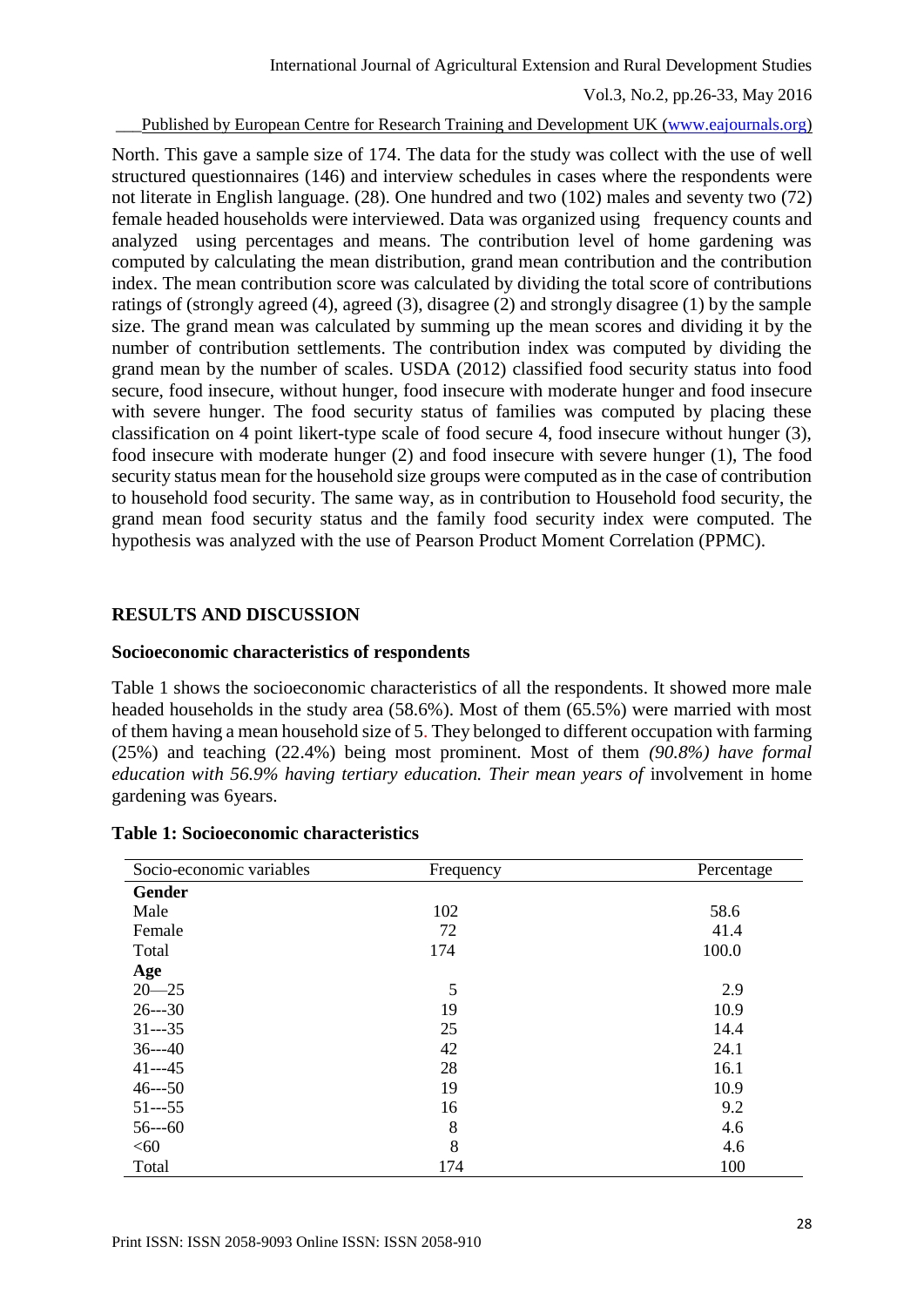North. This gave a sample size of 174. The data for the study was collect with the use of well structured questionnaires (146) and interview schedules in cases where the respondents were not literate in English language. (28). One hundred and two (102) males and seventy two (72) female headed households were interviewed. Data was organized using frequency counts and analyzed using percentages and means. The contribution level of home gardening was computed by calculating the mean distribution, grand mean contribution and the contribution index. The mean contribution score was calculated by dividing the total score of contributions ratings of (strongly agreed (4), agreed (3), disagree (2) and strongly disagree (1) by the sample size. The grand mean was calculated by summing up the mean scores and dividing it by the number of contribution settlements. The contribution index was computed by dividing the grand mean by the number of scales. USDA (2012) classified food security status into food secure, food insecure, without hunger, food insecure with moderate hunger and food insecure with severe hunger. The food security status of families was computed by placing these classification on 4 point likert-type scale of food secure 4, food insecure without hunger (3), food insecure with moderate hunger (2) and food insecure with severe hunger (1), The food security status mean for the household size groups were computed as in the case of contribution to household food security. The same way, as in contribution to Household food security, the grand mean food security status and the family food security index were computed. The hypothesis was analyzed with the use of Pearson Product Moment Correlation (PPMC).

## RESULTS AND DISCUSSION

### Socioeconomic characteristics of respondents

Table 1 shows the socioeconomic characteristics of all the respondents. It showed more male headed households in the study area (58.6%). Most of them (65.5%) were married with most of them having a mean household size of 5. They belonged to different occupation with farming (25%) and teaching (22.4%) being most prominent. Most of them *(90.8%) have formal education with 56.9% having tertiary education. Their mean years of* involvement in home gardening was 6years.

**Table 1: Socioeconomic characteristics**

| Socio-economic variables | Frequency | Percentage |
|---|---|---|
| **Gender** | | |
| Male | 102 | 58.6 |
| Female | 72 | 41.4 |
| Total | 174 | 100.0 |
| **Age** | | |
| 20—25 | 5 | 2.9 |
| 26---30 | 19 | 10.9 |
| 31---35 | 25 | 14.4 |
| 36---40 | 42 | 24.1 |
| 41---45 | 28 | 16.1 |
| 46---50 | 19 | 10.9 |
| 51---55 | 16 | 9.2 |
| 56---60 | 8 | 4.6 |
| <60 | 8 | 4.6 |
| Total | 174 | 100 |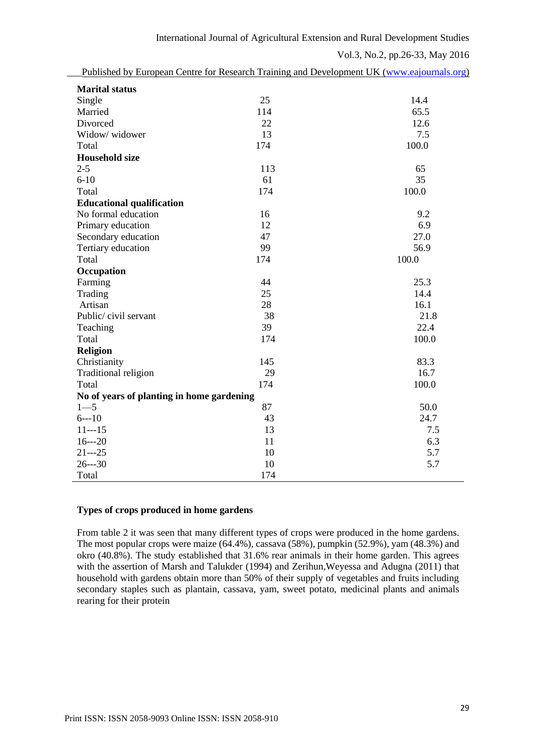| | | |
|---|---|---|
| **Marital status** | | |
| Single | 25 | 14.4 |
| Married | 114 | 65.5 |
| Divorced | 22 | 12.6 |
| Widow/ widower | 13 | 7.5 |
| Total | 174 | 100.0 |
| **Household size** | | |
| 2-5 | 113 | 65 |
| 6-10 | 61 | 35 |
| Total | 174 | 100.0 |
| **Educational qualification** | | |
| No formal education | 16 | 9.2 |
| Primary education | 12 | 6.9 |
| Secondary education | 47 | 27.0 |
| Tertiary education | 99 | 56.9 |
| Total | 174 | 100.0 |
| **Occupation** | | |
| Farming | 44 | 25.3 |
| Trading | 25 | 14.4 |
| Artisan | 28 | 16.1 |
| Public/ civil servant | 38 | 21.8 |
| Teaching | 39 | 22.4 |
| Total | 174 | 100.0 |
| **Religion** | | |
| Christianity | 145 | 83.3 |
| Traditional religion | 29 | 16.7 |
| Total | 174 | 100.0 |
| **No of years of planting in home gardening** | | |
| 1—5 | 87 | 50.0 |
| 6---10 | 43 | 24.7 |
| 11---15 | 13 | 7.5 |
| 16---20 | 11 | 6.3 |
| 21---25 | 10 | 5.7 |
| 26---30 | 10 | 5.7 |
| Total | 174 | |

**Types of crops produced in home gardens**

From table 2 it was seen that many different types of crops were produced in the home gardens. The most popular crops were maize (64.4%), cassava (58%), pumpkin (52.9%), yam (48.3%) and okro (40.8%). The study established that 31.6% rear animals in their home garden. This agrees with the assertion of Marsh and Talukder (1994) and Zerihun,Weyessa and Adugna (2011) that household with gardens obtain more than 50% of their supply of vegetables and fruits including secondary staples such as plantain, cassava, yam, sweet potato, medicinal plants and animals rearing for their protein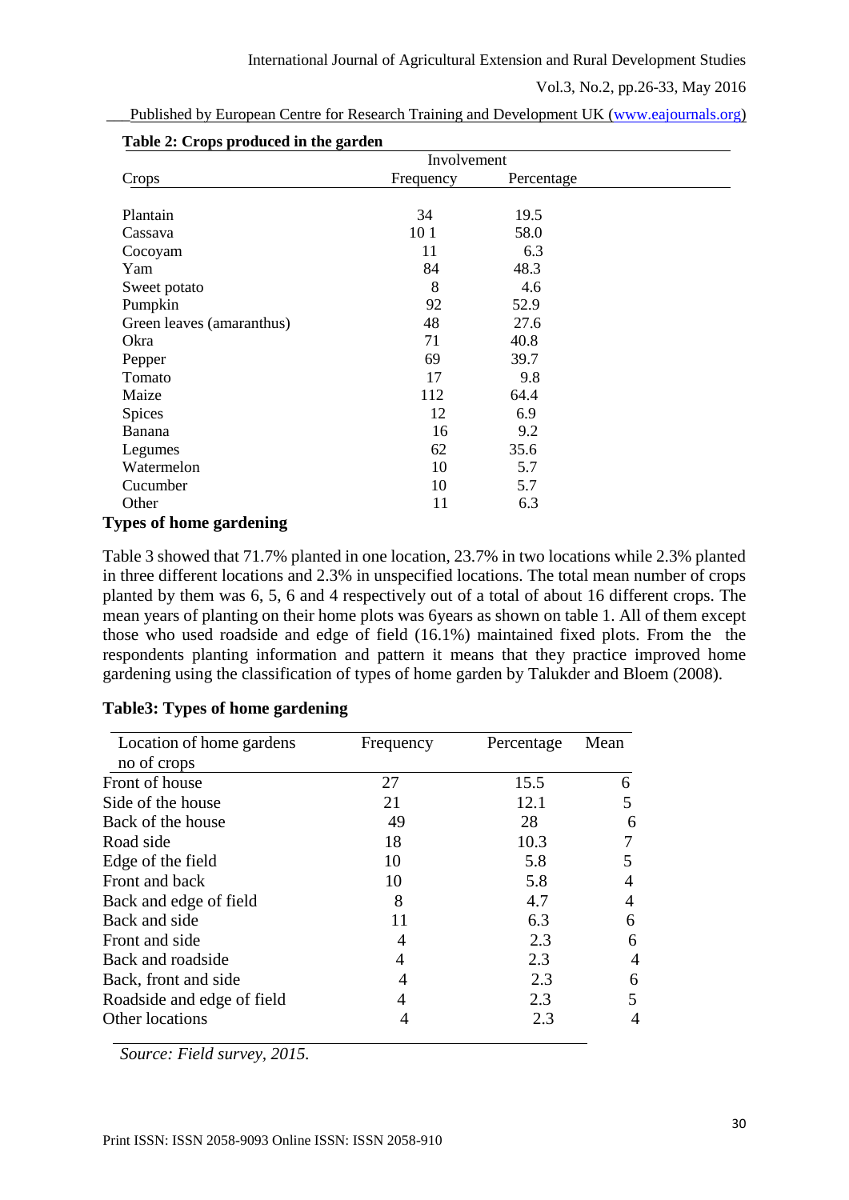**Table 2: Crops produced in the garden**

| Crops | Involvement | |
|---|---|---|
| | Frequency | Percentage |
| Plantain | 34 | 19.5 |
| Cassava | 10 1 | 58.0 |
| Cocoyam | 11 | 6.3 |
| Yam | 84 | 48.3 |
| Sweet potato | 8 | 4.6 |
| Pumpkin | 92 | 52.9 |
| Green leaves (amaranthus) | 48 | 27.6 |
| Okra | 71 | 40.8 |
| Pepper | 69 | 39.7 |
| Tomato | 17 | 9.8 |
| Maize | 112 | 64.4 |
| Spices | 12 | 6.9 |
| Banana | 16 | 9.2 |
| Legumes | 62 | 35.6 |
| Watermelon | 10 | 5.7 |
| Cucumber | 10 | 5.7 |
| Other | 11 | 6.3 |

**Types of home gardening**

Table 3 showed that 71.7% planted in one location, 23.7% in two locations while 2.3% planted in three different locations and 2.3% in unspecified locations. The total mean number of crops planted by them was 6, 5, 6 and 4 respectively out of a total of about 16 different crops. The mean years of planting on their home plots was 6years as shown on table 1. All of them except those who used roadside and edge of field (16.1%) maintained fixed plots. From the the respondents planting information and pattern it means that they practice improved home gardening using the classification of types of home garden by Talukder and Bloem (2008).

**Table3: Types of home gardening**

| Location of home gardens no of crops | Frequency | Percentage | Mean |
|---|---|---|---|
| Front of house | 27 | 15.5 | 6 |
| Side of the house | 21 | 12.1 | 5 |
| Back of the house | 49 | 28 | 6 |
| Road side | 18 | 10.3 | 7 |
| Edge of the field | 10 | 5.8 | 5 |
| Front and back | 10 | 5.8 | 4 |
| Back and edge of field | 8 | 4.7 | 4 |
| Back and side | 11 | 6.3 | 6 |
| Front and side | 4 | 2.3 | 6 |
| Back and roadside | 4 | 2.3 | 4 |
| Back, front and side | 4 | 2.3 | 6 |
| Roadside and edge of field | 4 | 2.3 | 5 |
| Other locations | 4 | 2.3 | 4 |

*Source: Field survey, 2015.*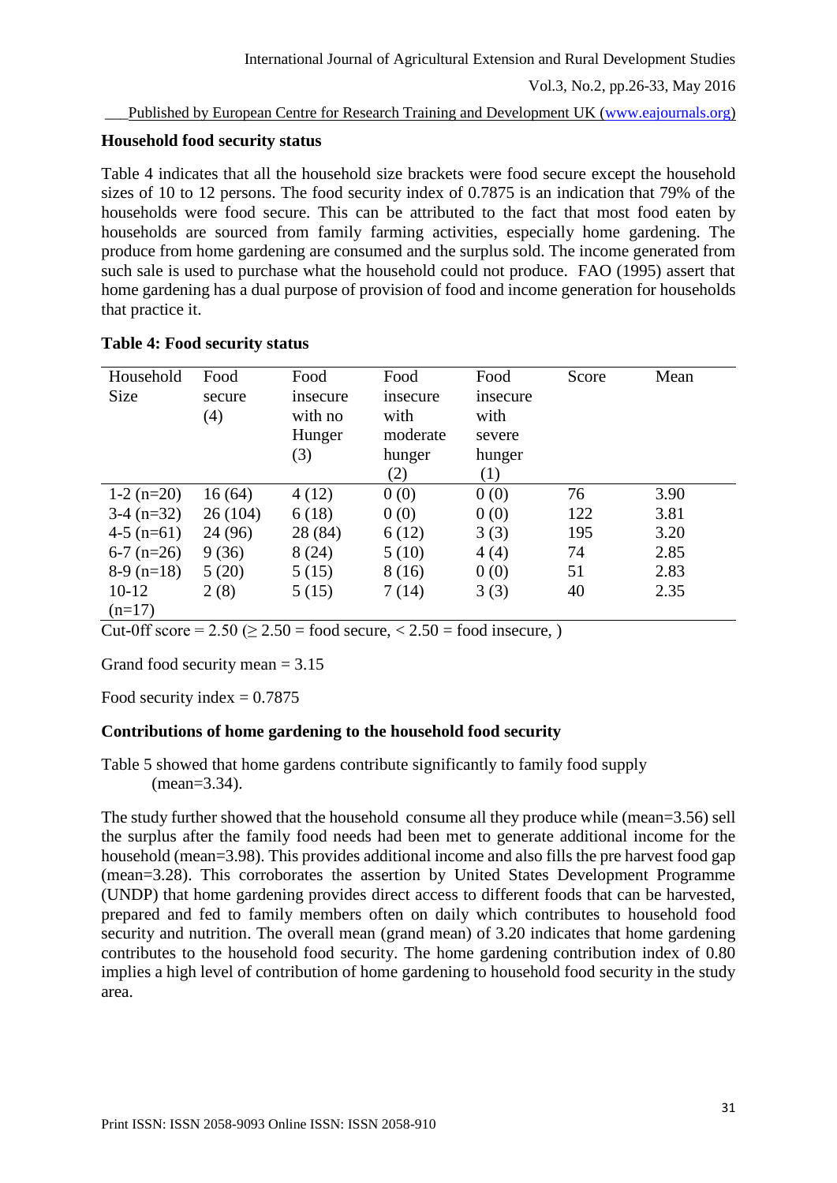**Household food security status**

Table 4 indicates that all the household size brackets were food secure except the household sizes of 10 to 12 persons. The food security index of 0.7875 is an indication that 79% of the households were food secure. This can be attributed to the fact that most food eaten by households are sourced from family farming activities, especially home gardening. The produce from home gardening are consumed and the surplus sold. The income generated from such sale is used to purchase what the household could not produce. FAO (1995) assert that home gardening has a dual purpose of provision of food and income generation for households that practice it.

**Table 4: Food security status**

| Household Size | Food secure (4) | Food insecure with no Hunger (3) | Food insecure with moderate hunger (2) | Food insecure with severe hunger (1) | Score | Mean |
|---|---|---|---|---|---|---|
| 1-2 (n=20) | 16 (64) | 4 (12) | 0 (0) | 0 (0) | 76 | 3.90 |
| 3-4 (n=32) | 26 (104) | 6 (18) | 0 (0) | 0 (0) | 122 | 3.81 |
| 4-5 (n=61) | 24 (96) | 28 (84) | 6 (12) | 3 (3) | 195 | 3.20 |
| 6-7 (n=26) | 9 (36) | 8 (24) | 5 (10) | 4 (4) | 74 | 2.85 |
| 8-9 (n=18) | 5 (20) | 5 (15) | 8 (16) | 0 (0) | 51 | 2.83 |
| 10-12 (n=17) | 2 (8) | 5 (15) | 7 (14) | 3 (3) | 40 | 2.35 |

Cut-0ff score = 2.50 (≥ 2.50 = food secure, < 2.50 = food insecure, )

Grand food security mean = 3.15

Food security index = 0.7875

**Contributions of home gardening to the household food security**

Table 5 showed that home gardens contribute significantly to family food supply (mean=3.34).

The study further showed that the household consume all they produce while (mean=3.56) sell the surplus after the family food needs had been met to generate additional income for the household (mean=3.98). This provides additional income and also fills the pre harvest food gap (mean=3.28). This corroborates the assertion by United States Development Programme (UNDP) that home gardening provides direct access to different foods that can be harvested, prepared and fed to family members often on daily which contributes to household food security and nutrition. The overall mean (grand mean) of 3.20 indicates that home gardening contributes to the household food security. The home gardening contribution index of 0.80 implies a high level of contribution of home gardening to household food security in the study area.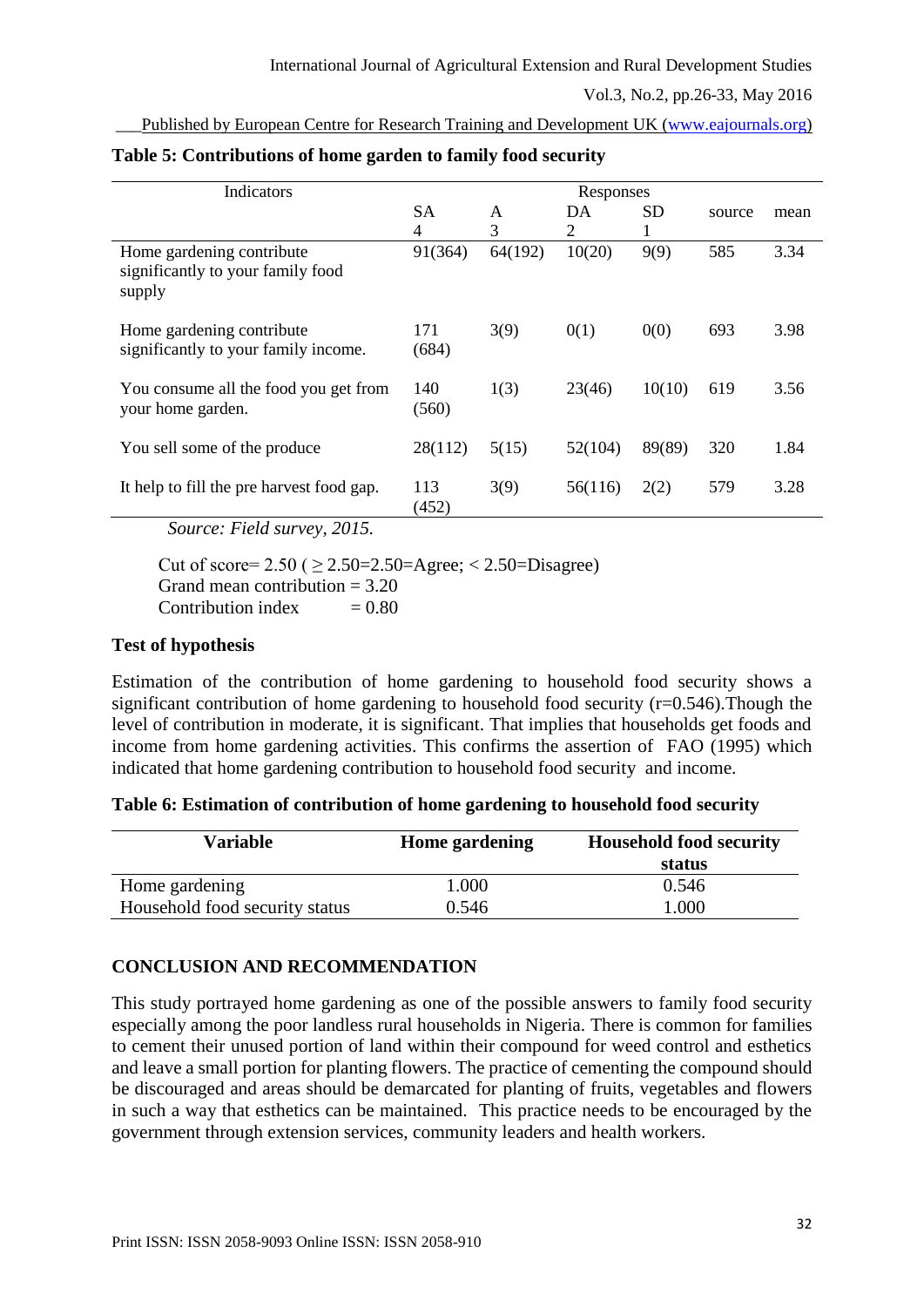**Table 5: Contributions of home garden to family food security**

| Indicators | Responses | | | | | |
|---|---|---|---|---|---|---|
| | SA<br>4 | A<br>3 | DA<br>2 | SD<br>1 | source | mean |
| Home gardening contribute significantly to your family food supply | 91(364) | 64(192) | 10(20) | 9(9) | 585 | 3.34 |
| Home gardening contribute significantly to your family income. | 171 (684) | 3(9) | 0(1) | 0(0) | 693 | 3.98 |
| You consume all the food you get from your home garden. | 140 (560) | 1(3) | 23(46) | 10(10) | 619 | 3.56 |
| You sell some of the produce | 28(112) | 5(15) | 52(104) | 89(89) | 320 | 1.84 |
| It help to fill the pre harvest food gap. | 113 (452) | 3(9) | 56(116) | 2(2) | 579 | 3.28 |

*Source: Field survey, 2015.*

Cut of score= 2.50 ( $\geq$ 2.50=2.50=Agree; < 2.50=Disagree)
Grand mean contribution = 3.20
Contribution index = 0.80

### Test of hypothesis

Estimation of the contribution of home gardening to household food security shows a significant contribution of home gardening to household food security (r=0.546).Though the level of contribution in moderate, it is significant. That implies that households get foods and income from home gardening activities. This confirms the assertion of FAO (1995) which indicated that home gardening contribution to household food security and income.

**Table 6: Estimation of contribution of home gardening to household food security**

| Variable | Home gardening | Household food security status |
|---|---|---|
| Home gardening | 1.000 | 0.546 |
| Household food security status | 0.546 | 1.000 |

## CONCLUSION AND RECOMMENDATION

This study portrayed home gardening as one of the possible answers to family food security especially among the poor landless rural households in Nigeria. There is common for families to cement their unused portion of land within their compound for weed control and esthetics and leave a small portion for planting flowers. The practice of cementing the compound should be discouraged and areas should be demarcated for planting of fruits, vegetables and flowers in such a way that esthetics can be maintained. This practice needs to be encouraged by the government through extension services, community leaders and health workers.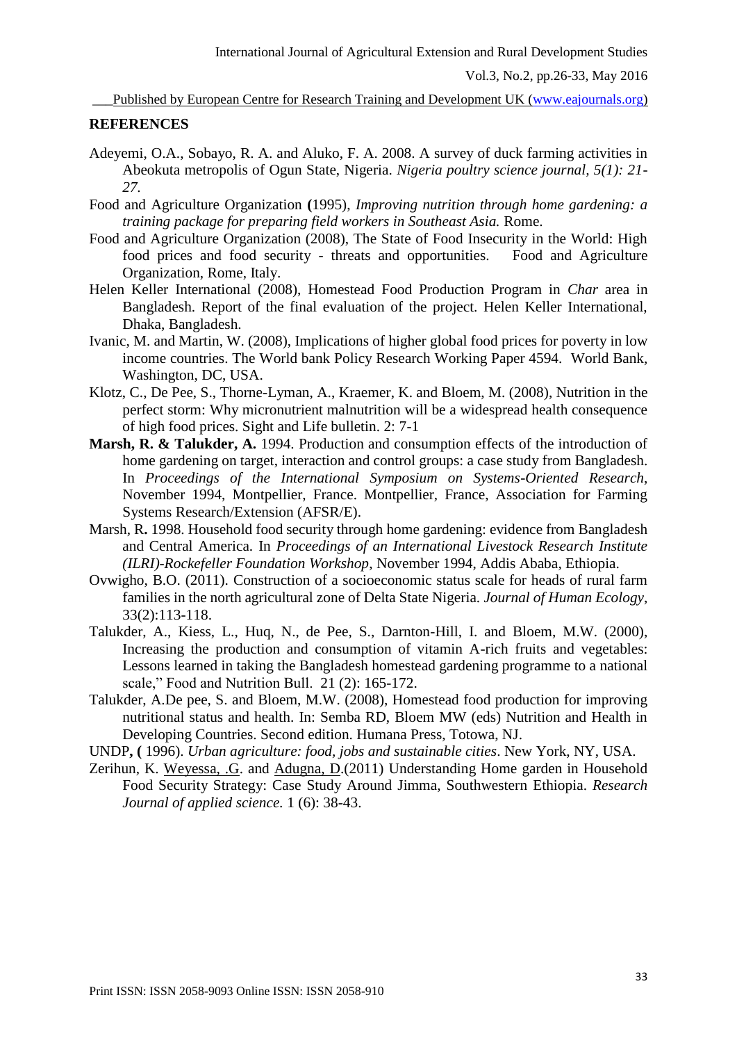## REFERENCES

Adeyemi, O.A., Sobayo, R. A. and Aluko, F. A. 2008. A survey of duck farming activities in Abeokuta metropolis of Ogun State, Nigeria. *Nigeria poultry science journal, 5(1): 21-27.*

Food and Agriculture Organization **(**1995), *Improving nutrition through home gardening: a training package for preparing field workers in Southeast Asia.* Rome.

Food and Agriculture Organization (2008), The State of Food Insecurity in the World: High food prices and food security - threats and opportunities. Food and Agriculture Organization, Rome, Italy.

Helen Keller International (2008), Homestead Food Production Program in *Char* area in Bangladesh. Report of the final evaluation of the project. Helen Keller International, Dhaka, Bangladesh.

Ivanic, M. and Martin, W. (2008), Implications of higher global food prices for poverty in low income countries. The World bank Policy Research Working Paper 4594. World Bank, Washington, DC, USA.

Klotz, C., De Pee, S., Thorne-Lyman, A., Kraemer, K. and Bloem, M. (2008), Nutrition in the perfect storm: Why micronutrient malnutrition will be a widespread health consequence of high food prices. Sight and Life bulletin. 2: 7-1

**Marsh, R. & Talukder, A.** 1994. Production and consumption effects of the introduction of home gardening on target, interaction and control groups: a case study from Bangladesh. In *Proceedings of the International Symposium on Systems-Oriented Research*, November 1994, Montpellier, France. Montpellier, France, Association for Farming Systems Research/Extension (AFSR/E).

Marsh, R**.** 1998. Household food security through home gardening: evidence from Bangladesh and Central America. In *Proceedings of an International Livestock Research Institute (ILRI)-Rockefeller Foundation Workshop*, November 1994, Addis Ababa, Ethiopia.

Ovwigho, B.O. (2011). Construction of a socioeconomic status scale for heads of rural farm families in the north agricultural zone of Delta State Nigeria. *Journal of Human Ecology*, 33(2):113-118.

Talukder, A., Kiess, L., Huq, N., de Pee, S., Darnton-Hill, I. and Bloem, M.W. (2000), Increasing the production and consumption of vitamin A-rich fruits and vegetables: Lessons learned in taking the Bangladesh homestead gardening programme to a national scale," Food and Nutrition Bull. 21 (2): 165-172.

Talukder, A.De pee, S. and Bloem, M.W. (2008), Homestead food production for improving nutritional status and health. In: Semba RD, Bloem MW (eds) Nutrition and Health in Developing Countries. Second edition. Humana Press, Totowa, NJ.

UNDP**, (** 1996). *Urban agriculture: food, jobs and sustainable cities*. New York, NY, USA.

Zerihun, K. Weyessa, .G. and Adugna, D.(2011) Understanding Home garden in Household Food Security Strategy: Case Study Around Jimma, Southwestern Ethiopia. *Research Journal of applied science.* 1 (6): 38-43.